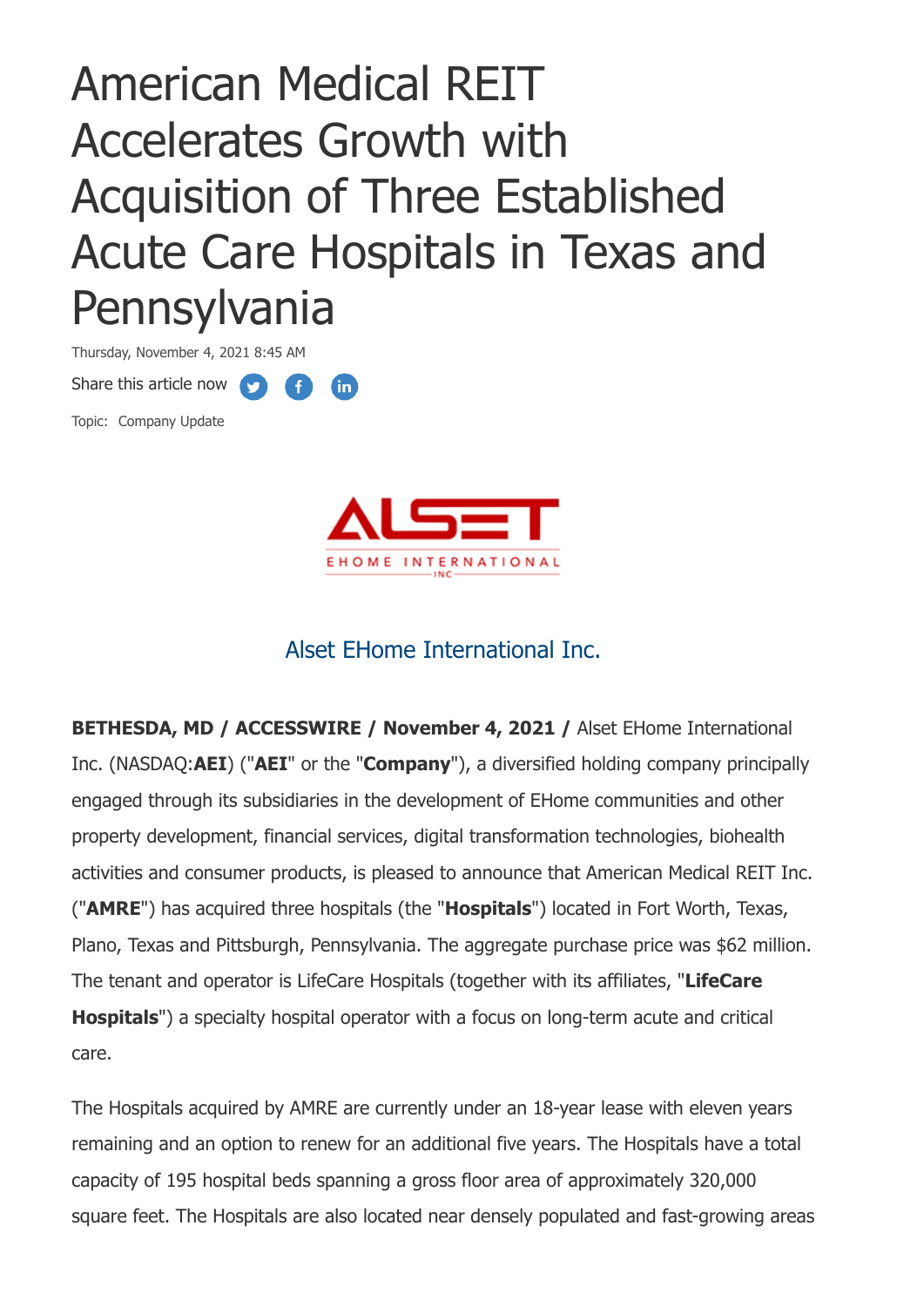# American Medical REIT Accelerates Growth with Acquisition of Three Established Acute Care Hospitals in Texas and Pennsylvania

Thursday, November 4, 2021 8:45 AM

Share this article now

Topic: Company Update

Alset EHome International Inc.

**BETHESDA, MD / ACCESSWIRE / November 4, 2021 /** Alset EHome International Inc. (NASDAQ:**AEI**) ("**AEI**" or the "**Company**"), a diversified holding company principally engaged through its subsidiaries in the development of EHome communities and other property development, financial services, digital transformation technologies, biohealth activities and consumer products, is pleased to announce that American Medical REIT Inc. ("**AMRE**") has acquired three hospitals (the "**Hospitals**") located in Fort Worth, Texas, Plano, Texas and Pittsburgh, Pennsylvania. The aggregate purchase price was $62 million. The tenant and operator is LifeCare Hospitals (together with its affiliates, "**LifeCare Hospitals**") a specialty hospital operator with a focus on long-term acute and critical care.

The Hospitals acquired by AMRE are currently under an 18-year lease with eleven years remaining and an option to renew for an additional five years. The Hospitals have a total capacity of 195 hospital beds spanning a gross floor area of approximately 320,000 square feet. The Hospitals are also located near densely populated and fast-growing areas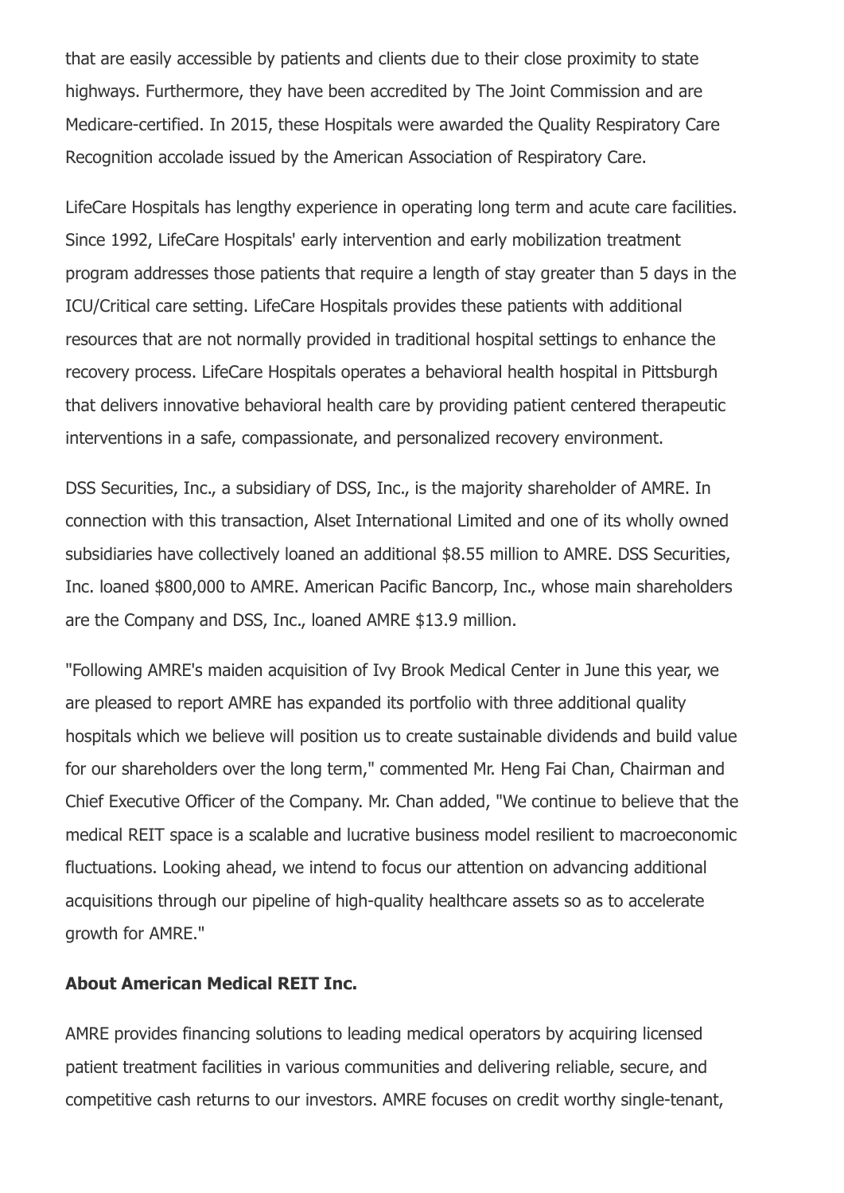that are easily accessible by patients and clients due to their close proximity to state highways. Furthermore, they have been accredited by The Joint Commission and are Medicare-certified. In 2015, these Hospitals were awarded the Quality Respiratory Care Recognition accolade issued by the American Association of Respiratory Care.

LifeCare Hospitals has lengthy experience in operating long term and acute care facilities. Since 1992, LifeCare Hospitals' early intervention and early mobilization treatment program addresses those patients that require a length of stay greater than 5 days in the ICU/Critical care setting. LifeCare Hospitals provides these patients with additional resources that are not normally provided in traditional hospital settings to enhance the recovery process. LifeCare Hospitals operates a behavioral health hospital in Pittsburgh that delivers innovative behavioral health care by providing patient centered therapeutic interventions in a safe, compassionate, and personalized recovery environment.

DSS Securities, Inc., a subsidiary of DSS, Inc., is the majority shareholder of AMRE. In connection with this transaction, Alset International Limited and one of its wholly owned subsidiaries have collectively loaned an additional $8.55 million to AMRE. DSS Securities, Inc. loaned $800,000 to AMRE. American Pacific Bancorp, Inc., whose main shareholders are the Company and DSS, Inc., loaned AMRE $13.9 million.

"Following AMRE's maiden acquisition of Ivy Brook Medical Center in June this year, we are pleased to report AMRE has expanded its portfolio with three additional quality hospitals which we believe will position us to create sustainable dividends and build value for our shareholders over the long term," commented Mr. Heng Fai Chan, Chairman and Chief Executive Officer of the Company. Mr. Chan added, "We continue to believe that the medical REIT space is a scalable and lucrative business model resilient to macroeconomic fluctuations. Looking ahead, we intend to focus our attention on advancing additional acquisitions through our pipeline of high-quality healthcare assets so as to accelerate growth for AMRE."

**About American Medical REIT Inc.**

AMRE provides financing solutions to leading medical operators by acquiring licensed patient treatment facilities in various communities and delivering reliable, secure, and competitive cash returns to our investors. AMRE focuses on credit worthy single-tenant,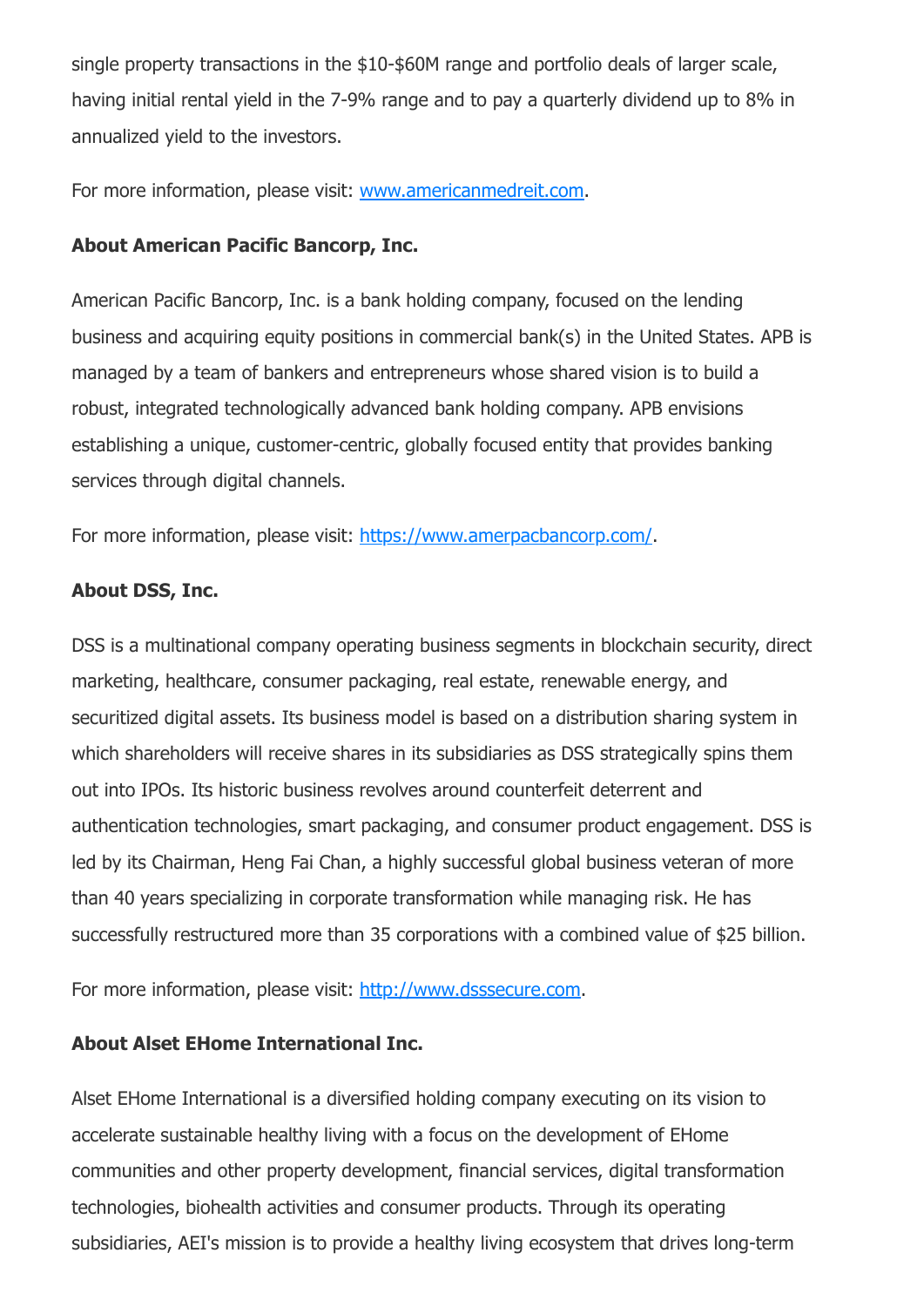single property transactions in the $10-$60M range and portfolio deals of larger scale, having initial rental yield in the 7-9% range and to pay a quarterly dividend up to 8% in annualized yield to the investors.

For more information, please visit: [www.americanmedreit.com](http://www.americanmedreit.com).

**About American Pacific Bancorp, Inc.**

American Pacific Bancorp, Inc. is a bank holding company, focused on the lending business and acquiring equity positions in commercial bank(s) in the United States. APB is managed by a team of bankers and entrepreneurs whose shared vision is to build a robust, integrated technologically advanced bank holding company. APB envisions establishing a unique, customer-centric, globally focused entity that provides banking services through digital channels.

For more information, please visit: [https://www.amerpacbancorp.com/](https://www.amerpacbancorp.com/).

**About DSS, Inc.**

DSS is a multinational company operating business segments in blockchain security, direct marketing, healthcare, consumer packaging, real estate, renewable energy, and securitized digital assets. Its business model is based on a distribution sharing system in which shareholders will receive shares in its subsidiaries as DSS strategically spins them out into IPOs. Its historic business revolves around counterfeit deterrent and authentication technologies, smart packaging, and consumer product engagement. DSS is led by its Chairman, Heng Fai Chan, a highly successful global business veteran of more than 40 years specializing in corporate transformation while managing risk. He has successfully restructured more than 35 corporations with a combined value of $25 billion.

For more information, please visit: [http://www.dsssecure.com](http://www.dsssecure.com).

**About Alset EHome International Inc.**

Alset EHome International is a diversified holding company executing on its vision to accelerate sustainable healthy living with a focus on the development of EHome communities and other property development, financial services, digital transformation technologies, biohealth activities and consumer products. Through its operating subsidiaries, AEI's mission is to provide a healthy living ecosystem that drives long-term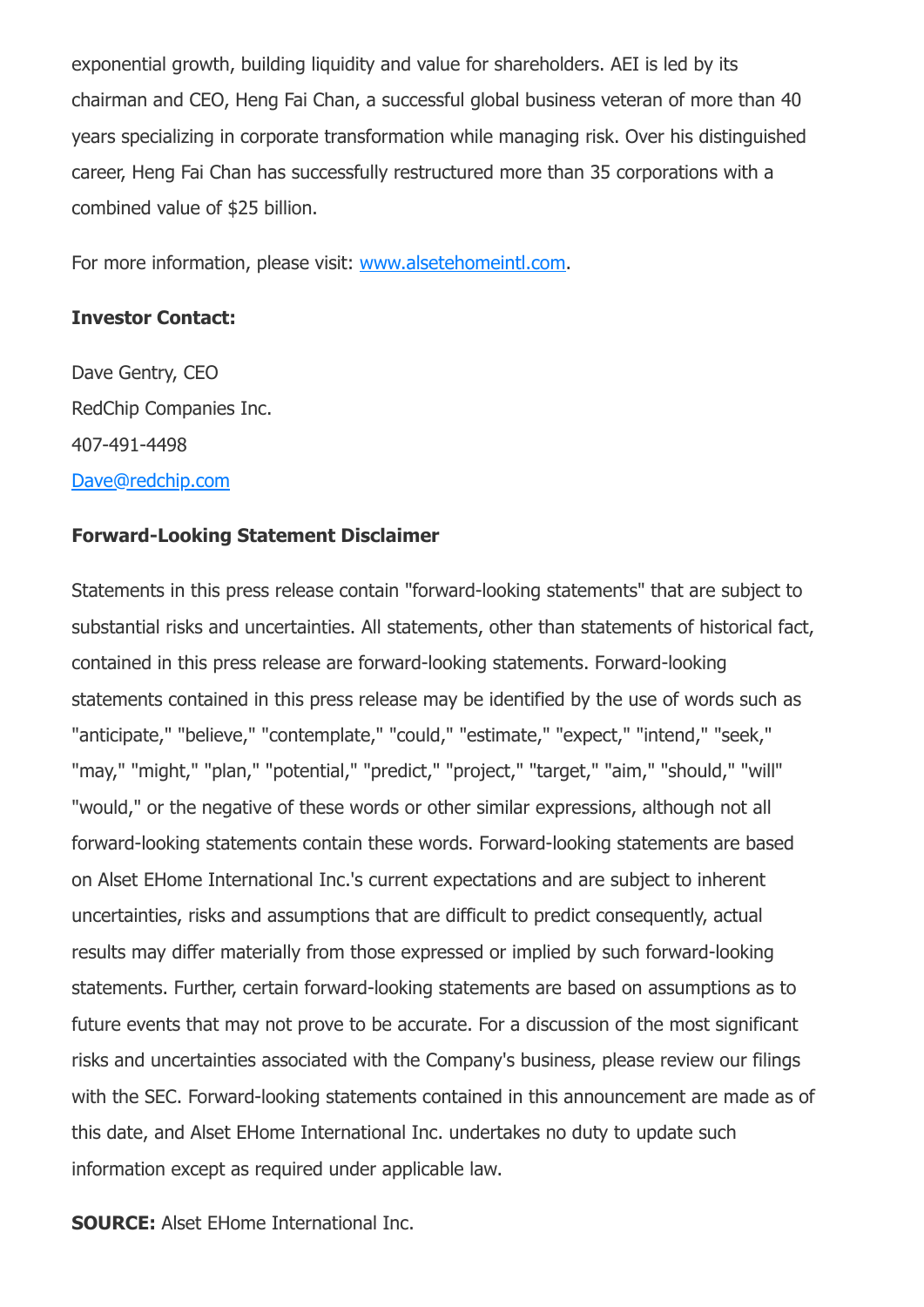exponential growth, building liquidity and value for shareholders. AEI is led by its chairman and CEO, Heng Fai Chan, a successful global business veteran of more than 40 years specializing in corporate transformation while managing risk. Over his distinguished career, Heng Fai Chan has successfully restructured more than 35 corporations with a combined value of $25 billion.

For more information, please visit: www.alsetehomeintl.com.

**Investor Contact:**

Dave Gentry, CEO
RedChip Companies Inc.
407-491-4498
Dave@redchip.com

**Forward-Looking Statement Disclaimer**

Statements in this press release contain "forward-looking statements" that are subject to substantial risks and uncertainties. All statements, other than statements of historical fact, contained in this press release are forward-looking statements. Forward-looking statements contained in this press release may be identified by the use of words such as "anticipate," "believe," "contemplate," "could," "estimate," "expect," "intend," "seek," "may," "might," "plan," "potential," "predict," "project," "target," "aim," "should," "will" "would," or the negative of these words or other similar expressions, although not all forward-looking statements contain these words. Forward-looking statements are based on Alset EHome International Inc.'s current expectations and are subject to inherent uncertainties, risks and assumptions that are difficult to predict consequently, actual results may differ materially from those expressed or implied by such forward-looking statements. Further, certain forward-looking statements are based on assumptions as to future events that may not prove to be accurate. For a discussion of the most significant risks and uncertainties associated with the Company's business, please review our filings with the SEC. Forward-looking statements contained in this announcement are made as of this date, and Alset EHome International Inc. undertakes no duty to update such information except as required under applicable law.

**SOURCE:** Alset EHome International Inc.